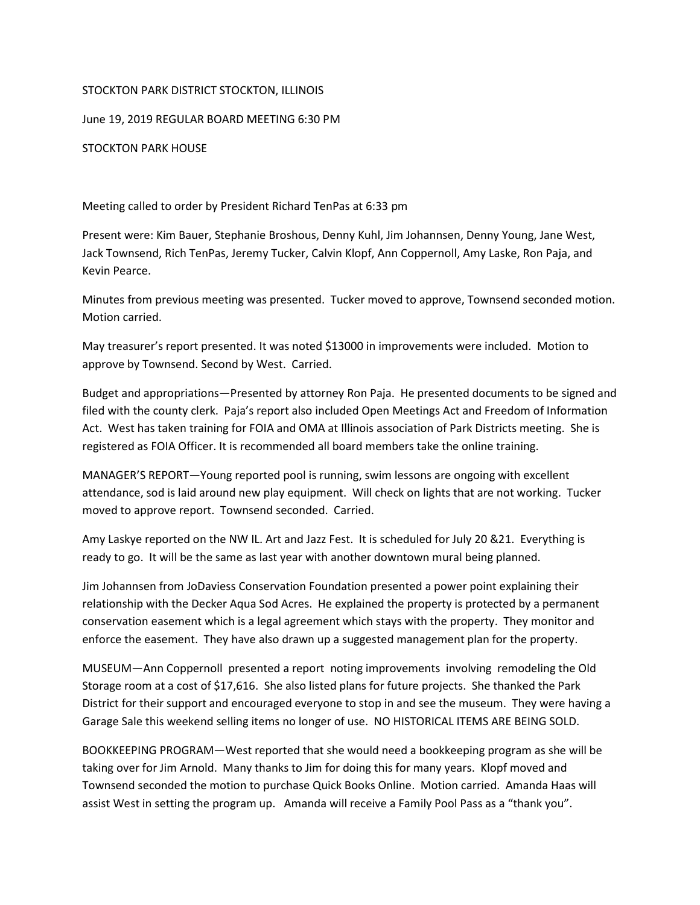STOCKTON PARK DISTRICT STOCKTON, ILLINOIS

June 19, 2019 REGULAR BOARD MEETING 6:30 PM

STOCKTON PARK HOUSE

Meeting called to order by President Richard TenPas at 6:33 pm

Present were: Kim Bauer, Stephanie Broshous, Denny Kuhl, Jim Johannsen, Denny Young, Jane West, Jack Townsend, Rich TenPas, Jeremy Tucker, Calvin Klopf, Ann Coppernoll, Amy Laske, Ron Paja, and Kevin Pearce.

Minutes from previous meeting was presented. Tucker moved to approve, Townsend seconded motion. Motion carried.

May treasurer's report presented. It was noted $13000 in improvements were included. Motion to approve by Townsend. Second by West. Carried.

Budget and appropriations—Presented by attorney Ron Paja. He presented documents to be signed and filed with the county clerk. Paja's report also included Open Meetings Act and Freedom of Information Act. West has taken training for FOIA and OMA at Illinois association of Park Districts meeting. She is registered as FOIA Officer. It is recommended all board members take the online training.

MANAGER'S REPORT—Young reported pool is running, swim lessons are ongoing with excellent attendance, sod is laid around new play equipment. Will check on lights that are not working. Tucker moved to approve report. Townsend seconded. Carried.

Amy Laskye reported on the NW IL. Art and Jazz Fest. It is scheduled for July 20 &21. Everything is ready to go. It will be the same as last year with another downtown mural being planned.

Jim Johannsen from JoDaviess Conservation Foundation presented a power point explaining their relationship with the Decker Aqua Sod Acres. He explained the property is protected by a permanent conservation easement which is a legal agreement which stays with the property. They monitor and enforce the easement. They have also drawn up a suggested management plan for the property.

MUSEUM—Ann Coppernoll presented a report noting improvements involving remodeling the Old Storage room at a cost of $17,616. She also listed plans for future projects. She thanked the Park District for their support and encouraged everyone to stop in and see the museum. They were having a Garage Sale this weekend selling items no longer of use. NO HISTORICAL ITEMS ARE BEING SOLD.

BOOKKEEPING PROGRAM—West reported that she would need a bookkeeping program as she will be taking over for Jim Arnold. Many thanks to Jim for doing this for many years. Klopf moved and Townsend seconded the motion to purchase Quick Books Online. Motion carried. Amanda Haas will assist West in setting the program up. Amanda will receive a Family Pool Pass as a "thank you".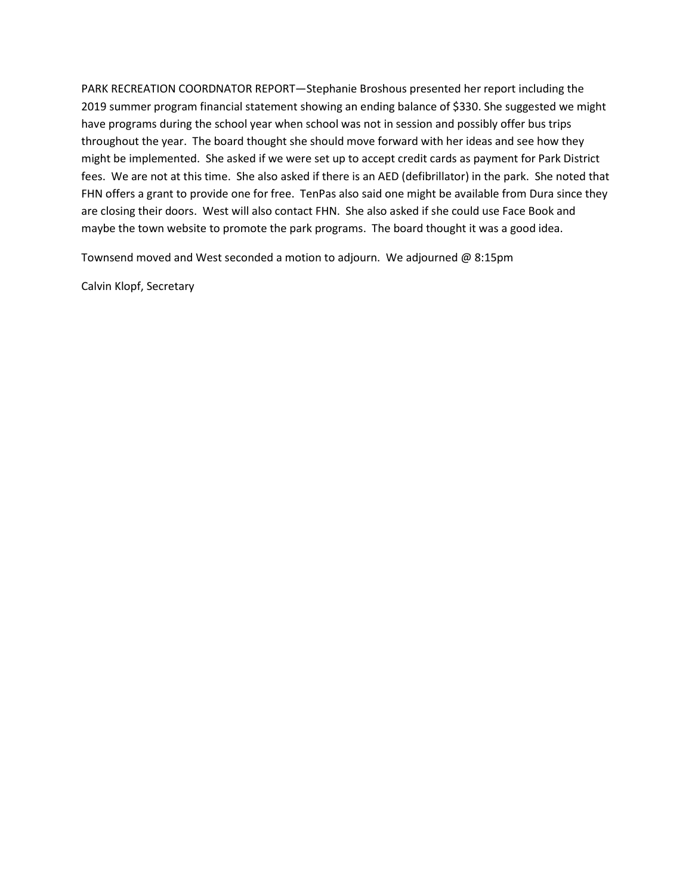PARK RECREATION COORDNATOR REPORT—Stephanie Broshous presented her report including the 2019 summer program financial statement showing an ending balance of $330. She suggested we might have programs during the school year when school was not in session and possibly offer bus trips throughout the year. The board thought she should move forward with her ideas and see how they might be implemented. She asked if we were set up to accept credit cards as payment for Park District fees. We are not at this time. She also asked if there is an AED (defibrillator) in the park. She noted that FHN offers a grant to provide one for free. TenPas also said one might be available from Dura since they are closing their doors. West will also contact FHN. She also asked if she could use Face Book and maybe the town website to promote the park programs. The board thought it was a good idea.

Townsend moved and West seconded a motion to adjourn. We adjourned @ 8:15pm

Calvin Klopf, Secretary